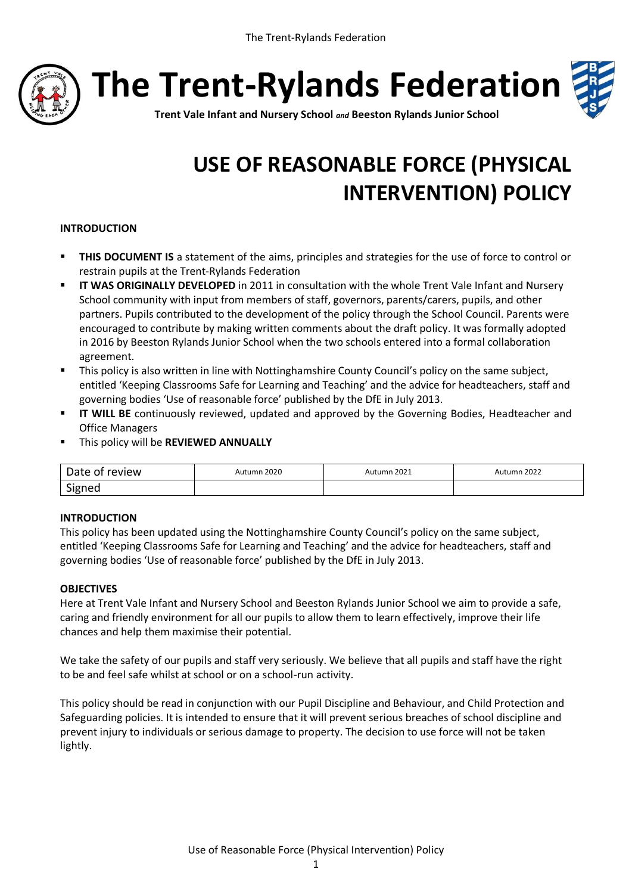# The Trent-Rylands Federation

**Trent Vale Infant and Nursery School** *and* **Beeston Rylands Junior School**

# USE OF REASONABLE FORCE (PHYSICAL INTERVENTION) POLICY

**INTRODUCTION**

- **THIS DOCUMENT IS** a statement of the aims, principles and strategies for the use of force to control or restrain pupils at the Trent-Rylands Federation
- **IT WAS ORIGINALLY DEVELOPED** in 2011 in consultation with the whole Trent Vale Infant and Nursery School community with input from members of staff, governors, parents/carers, pupils, and other partners. Pupils contributed to the development of the policy through the School Council. Parents were encouraged to contribute by making written comments about the draft policy. It was formally adopted in 2016 by Beeston Rylands Junior School when the two schools entered into a formal collaboration agreement.
- This policy is also written in line with Nottinghamshire County Council's policy on the same subject, entitled 'Keeping Classrooms Safe for Learning and Teaching' and the advice for headteachers, staff and governing bodies 'Use of reasonable force' published by the DfE in July 2013.
- **IT WILL BE** continuously reviewed, updated and approved by the Governing Bodies, Headteacher and Office Managers
- This policy will be **REVIEWED ANNUALLY**

| Date of review | Autumn 2020 | Autumn 2021 | Autumn 2022 |
| --- | --- | --- | --- |
| Signed | | | |

**INTRODUCTION**

This policy has been updated using the Nottinghamshire County Council's policy on the same subject, entitled 'Keeping Classrooms Safe for Learning and Teaching' and the advice for headteachers, staff and governing bodies 'Use of reasonable force' published by the DfE in July 2013.

**OBJECTIVES**

Here at Trent Vale Infant and Nursery School and Beeston Rylands Junior School we aim to provide a safe, caring and friendly environment for all our pupils to allow them to learn effectively, improve their life chances and help them maximise their potential.

We take the safety of our pupils and staff very seriously. We believe that all pupils and staff have the right to be and feel safe whilst at school or on a school-run activity.

This policy should be read in conjunction with our Pupil Discipline and Behaviour, and Child Protection and Safeguarding policies. It is intended to ensure that it will prevent serious breaches of school discipline and prevent injury to individuals or serious damage to property. The decision to use force will not be taken lightly.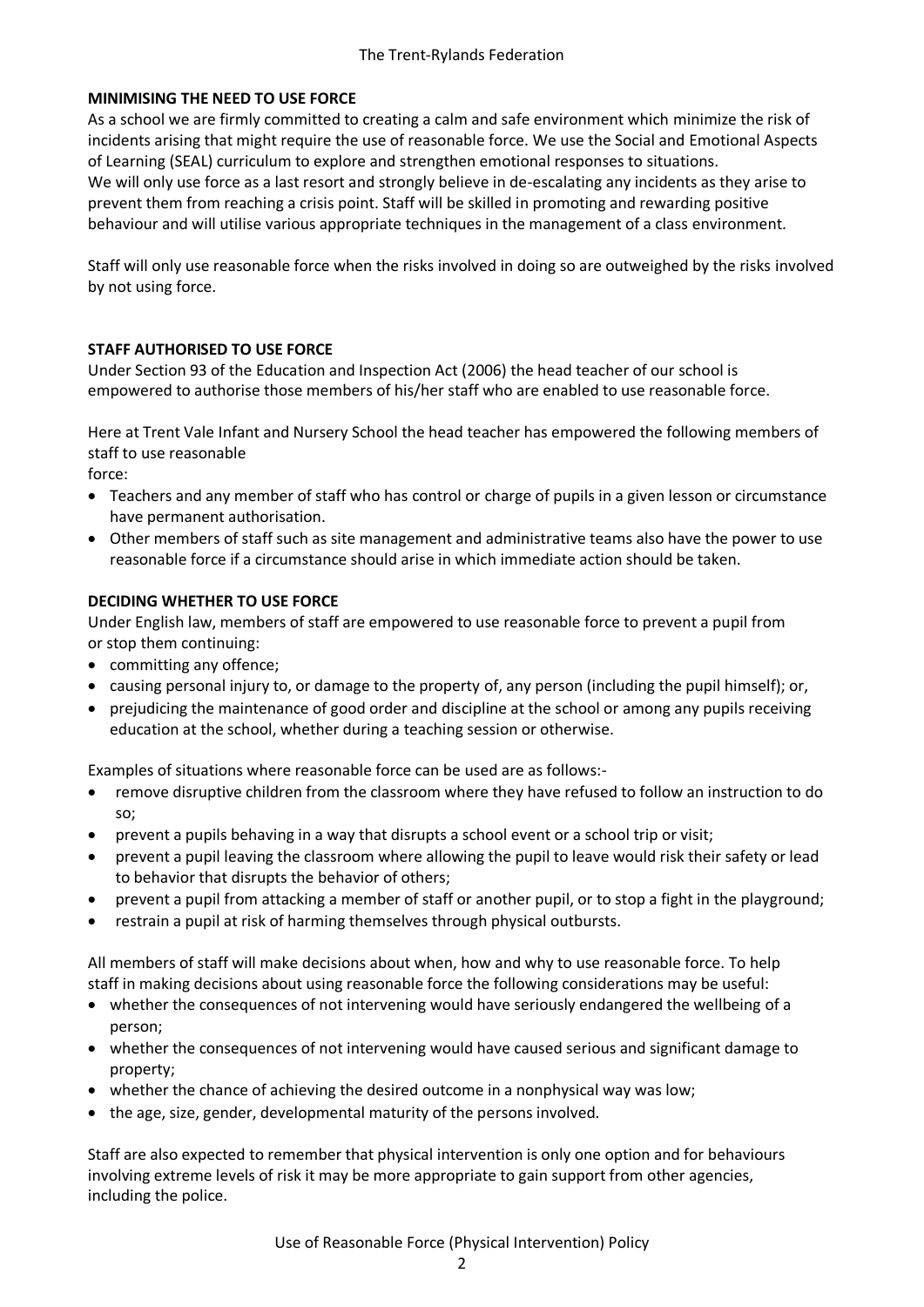**MINIMISING THE NEED TO USE FORCE**

As a school we are firmly committed to creating a calm and safe environment which minimize the risk of incidents arising that might require the use of reasonable force. We use the Social and Emotional Aspects of Learning (SEAL) curriculum to explore and strengthen emotional responses to situations.
We will only use force as a last resort and strongly believe in de-escalating any incidents as they arise to prevent them from reaching a crisis point. Staff will be skilled in promoting and rewarding positive behaviour and will utilise various appropriate techniques in the management of a class environment.

Staff will only use reasonable force when the risks involved in doing so are outweighed by the risks involved by not using force.

**STAFF AUTHORISED TO USE FORCE**

Under Section 93 of the Education and Inspection Act (2006) the head teacher of our school is empowered to authorise those members of his/her staff who are enabled to use reasonable force.

Here at Trent Vale Infant and Nursery School the head teacher has empowered the following members of staff to use reasonable
force:

- Teachers and any member of staff who has control or charge of pupils in a given lesson or circumstance have permanent authorisation.
- Other members of staff such as site management and administrative teams also have the power to use reasonable force if a circumstance should arise in which immediate action should be taken.

**DECIDING WHETHER TO USE FORCE**

Under English law, members of staff are empowered to use reasonable force to prevent a pupil from or stop them continuing:

- committing any offence;
- causing personal injury to, or damage to the property of, any person (including the pupil himself); or,
- prejudicing the maintenance of good order and discipline at the school or among any pupils receiving education at the school, whether during a teaching session or otherwise.

Examples of situations where reasonable force can be used are as follows:-

- remove disruptive children from the classroom where they have refused to follow an instruction to do so;
- prevent a pupils behaving in a way that disrupts a school event or a school trip or visit;
- prevent a pupil leaving the classroom where allowing the pupil to leave would risk their safety or lead to behavior that disrupts the behavior of others;
- prevent a pupil from attacking a member of staff or another pupil, or to stop a fight in the playground;
- restrain a pupil at risk of harming themselves through physical outbursts.

All members of staff will make decisions about when, how and why to use reasonable force. To help staff in making decisions about using reasonable force the following considerations may be useful:

- whether the consequences of not intervening would have seriously endangered the wellbeing of a person;
- whether the consequences of not intervening would have caused serious and significant damage to property;
- whether the chance of achieving the desired outcome in a nonphysical way was low;
- the age, size, gender, developmental maturity of the persons involved.

Staff are also expected to remember that physical intervention is only one option and for behaviours involving extreme levels of risk it may be more appropriate to gain support from other agencies, including the police.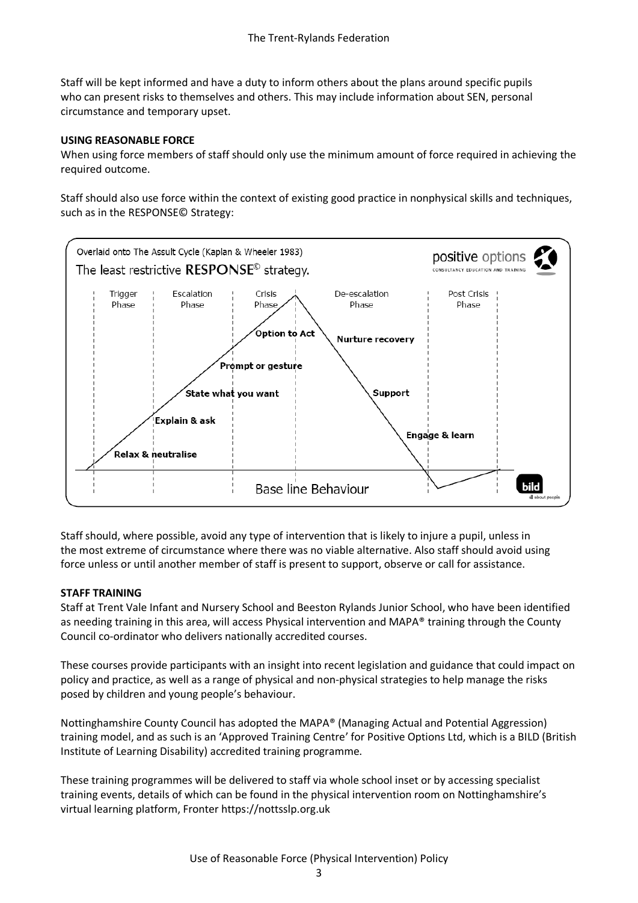Staff will be kept informed and have a duty to inform others about the plans around specific pupils who can present risks to themselves and others. This may include information about SEN, personal circumstance and temporary upset.

**USING REASONABLE FORCE**

When using force members of staff should only use the minimum amount of force required in achieving the required outcome.

Staff should also use force within the context of existing good practice in nonphysical skills and techniques, such as in the RESPONSE© Strategy:

Overlaid onto The Assult Cycle (Kaplan & Wheeler 1983)

The least restrictive RESPONSE© strategy.

positive options — CONSULTANCY EDUCATION AND TRAINING

| Trigger Phase | Escalation Phase | Crisis Phase | De-escalation Phase | Post Crisis Phase |
| --- | --- | --- | --- | --- |
| Relax & neutralise | Explain & ask; State what you want | Prompt or gesture; Option to Act | Nurture recovery; Support; Engage & learn | |

Base line Behaviour

bild — all about people

Staff should, where possible, avoid any type of intervention that is likely to injure a pupil, unless in the most extreme of circumstance where there was no viable alternative. Also staff should avoid using force unless or until another member of staff is present to support, observe or call for assistance.

**STAFF TRAINING**

Staff at Trent Vale Infant and Nursery School and Beeston Rylands Junior School, who have been identified as needing training in this area, will access Physical intervention and MAPA® training through the County Council co-ordinator who delivers nationally accredited courses.

These courses provide participants with an insight into recent legislation and guidance that could impact on policy and practice, as well as a range of physical and non-physical strategies to help manage the risks posed by children and young people's behaviour.

Nottinghamshire County Council has adopted the MAPA® (Managing Actual and Potential Aggression) training model, and as such is an 'Approved Training Centre' for Positive Options Ltd, which is a BILD (British Institute of Learning Disability) accredited training programme.

These training programmes will be delivered to staff via whole school inset or by accessing specialist training events, details of which can be found in the physical intervention room on Nottinghamshire's virtual learning platform, Fronter https://nottsslp.org.uk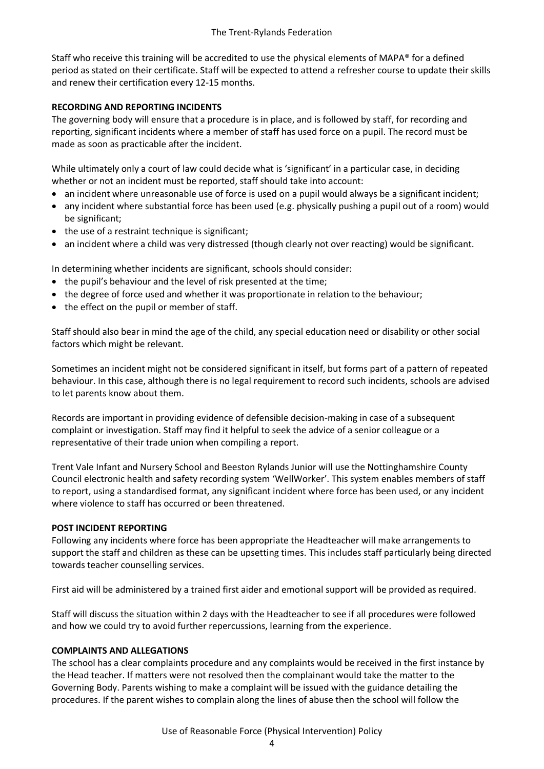Staff who receive this training will be accredited to use the physical elements of MAPA® for a defined period as stated on their certificate. Staff will be expected to attend a refresher course to update their skills and renew their certification every 12-15 months.

**RECORDING AND REPORTING INCIDENTS**

The governing body will ensure that a procedure is in place, and is followed by staff, for recording and reporting, significant incidents where a member of staff has used force on a pupil. The record must be made as soon as practicable after the incident.

While ultimately only a court of law could decide what is 'significant' in a particular case, in deciding whether or not an incident must be reported, staff should take into account:

- an incident where unreasonable use of force is used on a pupil would always be a significant incident;
- any incident where substantial force has been used (e.g. physically pushing a pupil out of a room) would be significant;
- the use of a restraint technique is significant;
- an incident where a child was very distressed (though clearly not over reacting) would be significant.

In determining whether incidents are significant, schools should consider:

- the pupil's behaviour and the level of risk presented at the time;
- the degree of force used and whether it was proportionate in relation to the behaviour;
- the effect on the pupil or member of staff.

Staff should also bear in mind the age of the child, any special education need or disability or other social factors which might be relevant.

Sometimes an incident might not be considered significant in itself, but forms part of a pattern of repeated behaviour. In this case, although there is no legal requirement to record such incidents, schools are advised to let parents know about them.

Records are important in providing evidence of defensible decision-making in case of a subsequent complaint or investigation. Staff may find it helpful to seek the advice of a senior colleague or a representative of their trade union when compiling a report.

Trent Vale Infant and Nursery School and Beeston Rylands Junior will use the Nottinghamshire County Council electronic health and safety recording system 'WellWorker'. This system enables members of staff to report, using a standardised format, any significant incident where force has been used, or any incident where violence to staff has occurred or been threatened.

**POST INCIDENT REPORTING**

Following any incidents where force has been appropriate the Headteacher will make arrangements to support the staff and children as these can be upsetting times. This includes staff particularly being directed towards teacher counselling services.

First aid will be administered by a trained first aider and emotional support will be provided as required.

Staff will discuss the situation within 2 days with the Headteacher to see if all procedures were followed and how we could try to avoid further repercussions, learning from the experience.

**COMPLAINTS AND ALLEGATIONS**

The school has a clear complaints procedure and any complaints would be received in the first instance by the Head teacher. If matters were not resolved then the complainant would take the matter to the Governing Body. Parents wishing to make a complaint will be issued with the guidance detailing the procedures. If the parent wishes to complain along the lines of abuse then the school will follow the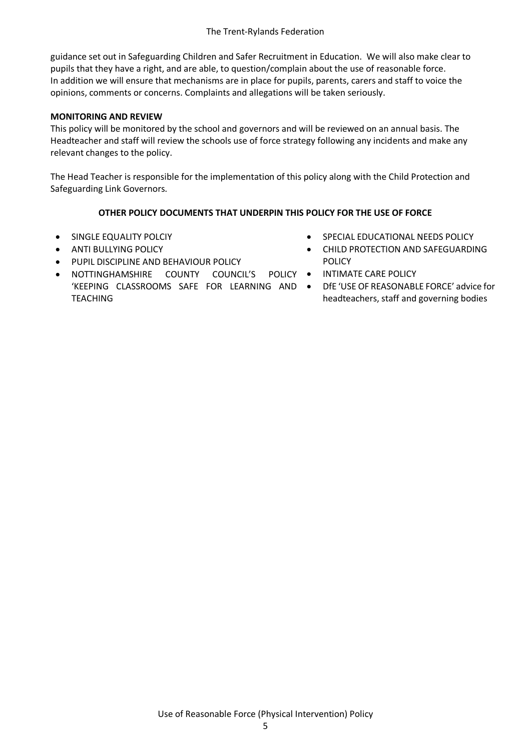guidance set out in Safeguarding Children and Safer Recruitment in Education. We will also make clear to pupils that they have a right, and are able, to question/complain about the use of reasonable force. In addition we will ensure that mechanisms are in place for pupils, parents, carers and staff to voice the opinions, comments or concerns. Complaints and allegations will be taken seriously.

**MONITORING AND REVIEW**

This policy will be monitored by the school and governors and will be reviewed on an annual basis. The Headteacher and staff will review the schools use of force strategy following any incidents and make any relevant changes to the policy.

The Head Teacher is responsible for the implementation of this policy along with the Child Protection and Safeguarding Link Governors.

**OTHER POLICY DOCUMENTS THAT UNDERPIN THIS POLICY FOR THE USE OF FORCE**

- SINGLE EQUALITY POLCIY
- ANTI BULLYING POLICY
- PUPIL DISCIPLINE AND BEHAVIOUR POLICY
- NOTTINGHAMSHIRE COUNTY COUNCIL'S POLICY 'KEEPING CLASSROOMS SAFE FOR LEARNING AND TEACHING
- SPECIAL EDUCATIONAL NEEDS POLICY
- CHILD PROTECTION AND SAFEGUARDING POLICY
- INTIMATE CARE POLICY
- DfE 'USE OF REASONABLE FORCE' advice for headteachers, staff and governing bodies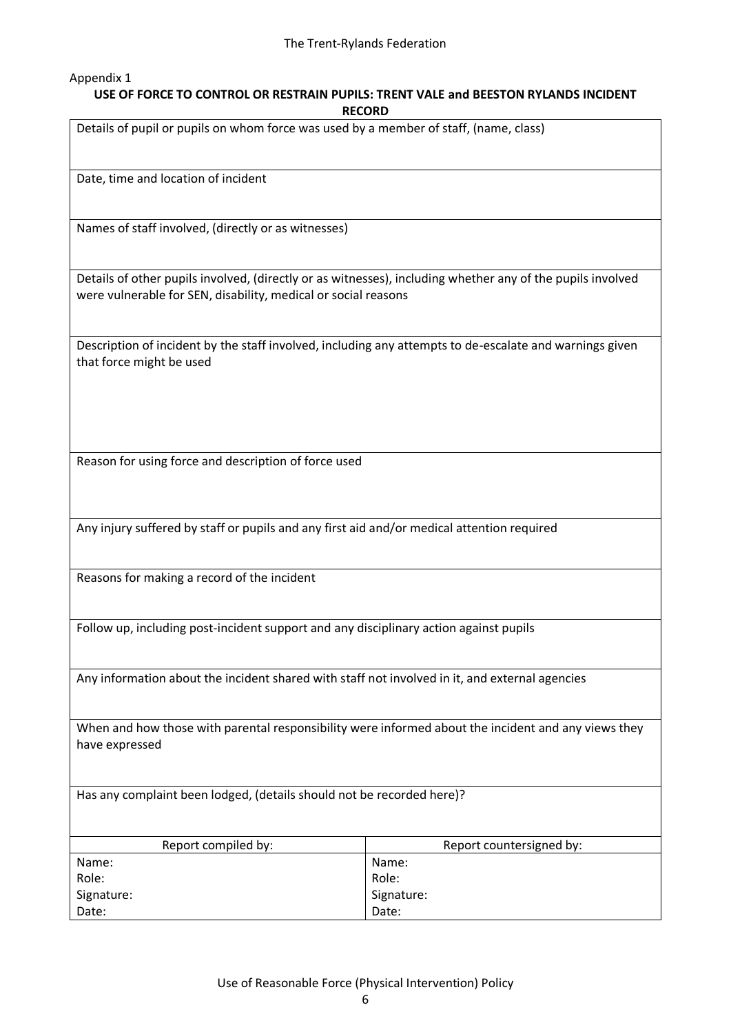Appendix 1

**USE OF FORCE TO CONTROL OR RESTRAIN PUPILS: TRENT VALE and BEESTON RYLANDS INCIDENT RECORD**

| |
|---|
| Details of pupil or pupils on whom force was used by a member of staff, (name, class) |
| Date, time and location of incident |
| Names of staff involved, (directly or as witnesses) |
| Details of other pupils involved, (directly or as witnesses), including whether any of the pupils involved were vulnerable for SEN, disability, medical or social reasons |
| Description of incident by the staff involved, including any attempts to de-escalate and warnings given that force might be used |
| Reason for using force and description of force used |
| Any injury suffered by staff or pupils and any first aid and/or medical attention required |
| Reasons for making a record of the incident |
| Follow up, including post-incident support and any disciplinary action against pupils |
| Any information about the incident shared with staff not involved in it, and external agencies |
| When and how those with parental responsibility were informed about the incident and any views they have expressed |
| Has any complaint been lodged, (details should not be recorded here)? |

| Report compiled by: | Report countersigned by: |
|---|---|
| Name:<br>Role:<br>Signature:<br>Date: | Name:<br>Role:<br>Signature:<br>Date: |